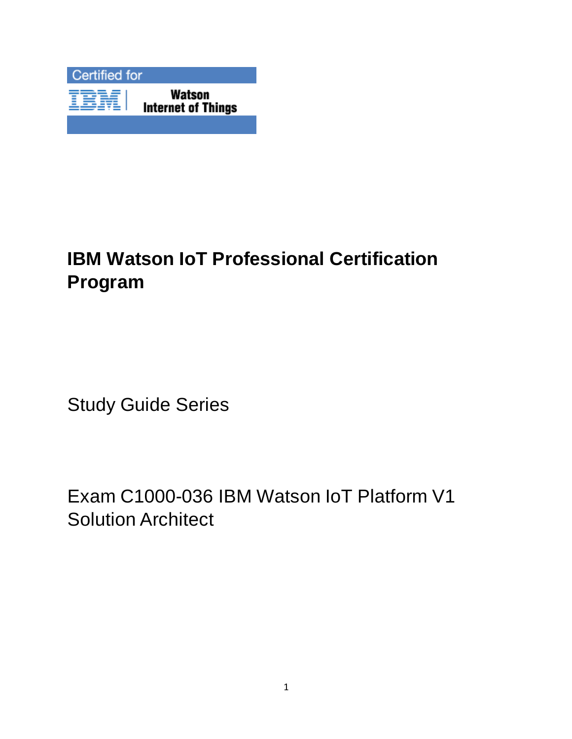Certified for

IBM | Watson Internet of Things

# IBM Watson IoT Professional Certification Program

Study Guide Series

Exam C1000-036 IBM Watson IoT Platform V1 Solution Architect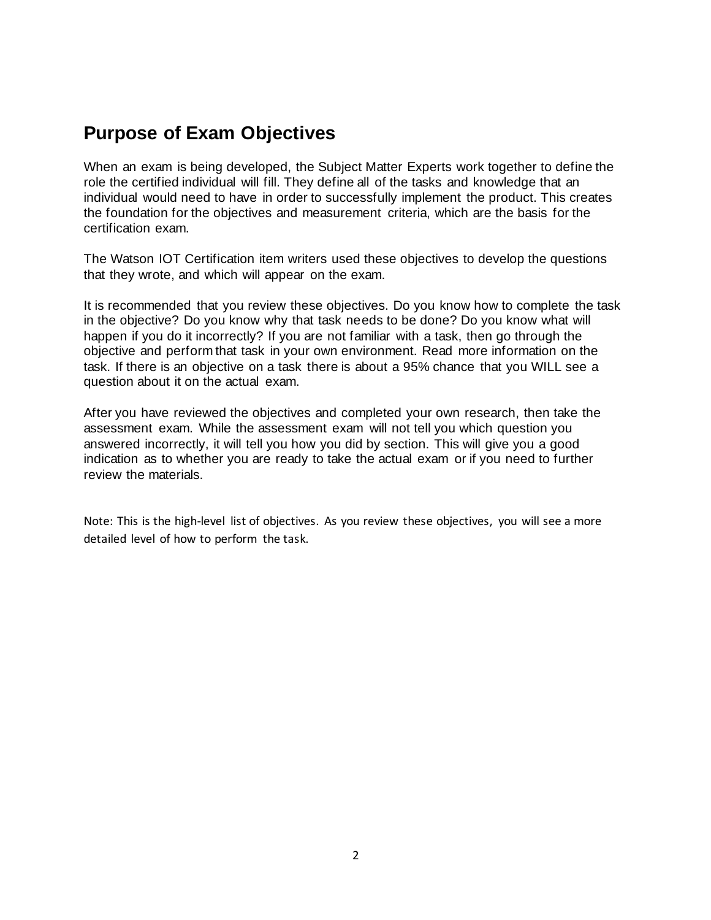## Purpose of Exam Objectives

When an exam is being developed, the Subject Matter Experts work together to define the role the certified individual will fill. They define all of the tasks and knowledge that an individual would need to have in order to successfully implement the product. This creates the foundation for the objectives and measurement criteria, which are the basis for the certification exam.

The Watson IOT Certification item writers used these objectives to develop the questions that they wrote, and which will appear on the exam.

It is recommended that you review these objectives. Do you know how to complete the task in the objective? Do you know why that task needs to be done? Do you know what will happen if you do it incorrectly? If you are not familiar with a task, then go through the objective and perform that task in your own environment. Read more information on the task. If there is an objective on a task there is about a 95% chance that you WILL see a question about it on the actual exam.

After you have reviewed the objectives and completed your own research, then take the assessment exam. While the assessment exam will not tell you which question you answered incorrectly, it will tell you how you did by section. This will give you a good indication as to whether you are ready to take the actual exam or if you need to further review the materials.

Note: This is the high-level list of objectives. As you review these objectives, you will see a more detailed level of how to perform the task.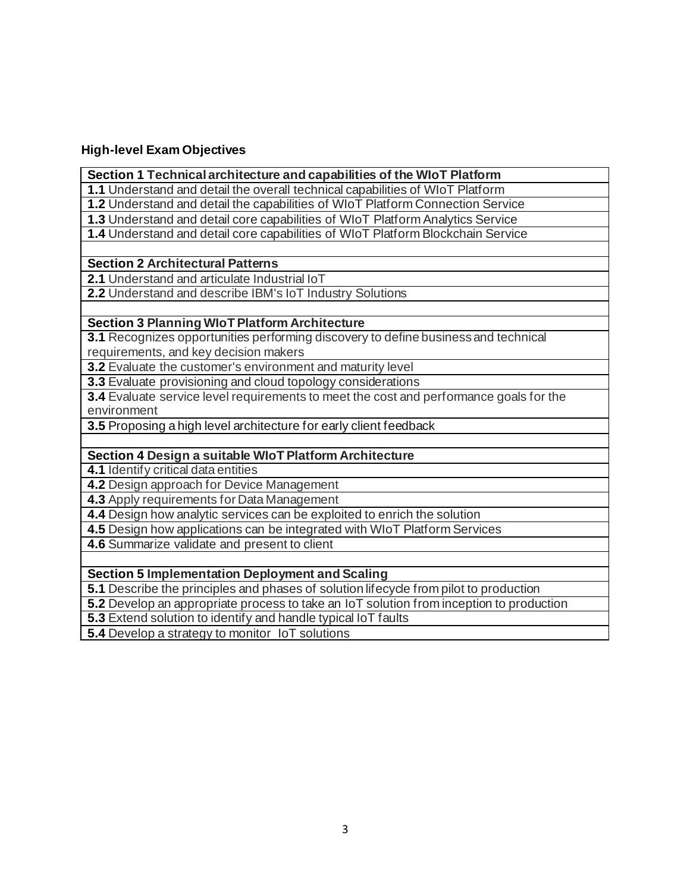**High-level Exam Objectives**

| **Section 1 Technical architecture and capabilities of the WIoT Platform** |
|---|
| **1.1** Understand and detail the overall technical capabilities of WIoT Platform |
| **1.2** Understand and detail the capabilities of WIoT Platform Connection Service |
| **1.3** Understand and detail core capabilities of WIoT Platform Analytics Service |
| **1.4** Understand and detail core capabilities of WIoT Platform Blockchain Service |
| |
| **Section 2 Architectural Patterns** |
| **2.1** Understand and articulate Industrial IoT |
| **2.2** Understand and describe IBM's IoT Industry Solutions |
| |
| **Section 3 Planning WIoT Platform Architecture** |
| **3.1** Recognizes opportunities performing discovery to define business and technical requirements, and key decision makers |
| **3.2** Evaluate the customer's environment and maturity level |
| **3.3** Evaluate provisioning and cloud topology considerations |
| **3.4** Evaluate service level requirements to meet the cost and performance goals for the environment |
| **3.5** Proposing a high level architecture for early client feedback |
| |
| **Section 4 Design a suitable WIoT Platform Architecture** |
| **4.1** Identify critical data entities |
| **4.2** Design approach for Device Management |
| **4.3** Apply requirements for Data Management |
| **4.4** Design how analytic services can be exploited to enrich the solution |
| **4.5** Design how applications can be integrated with WIoT Platform Services |
| **4.6** Summarize validate and present to client |
| |
| **Section 5 Implementation Deployment and Scaling** |
| **5.1** Describe the principles and phases of solution lifecycle from pilot to production |
| **5.2** Develop an appropriate process to take an IoT solution from inception to production |
| **5.3** Extend solution to identify and handle typical IoT faults |
| **5.4** Develop a strategy to monitor IoT solutions |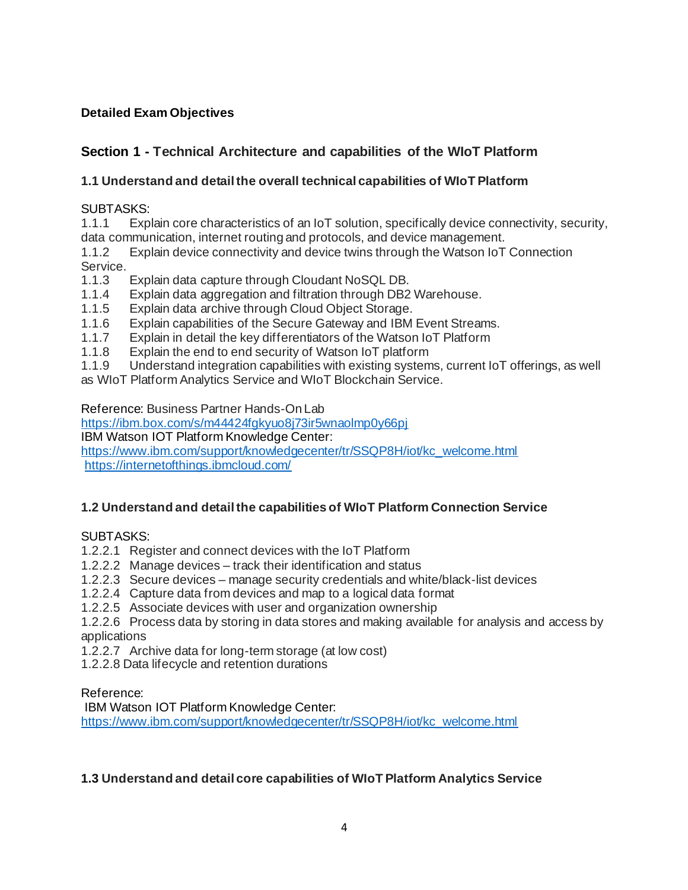**Detailed Exam Objectives**

## Section 1 - Technical Architecture and capabilities of the WIoT Platform

### 1.1 Understand and detail the overall technical capabilities of WIoT Platform

SUBTASKS:

1.1.1 Explain core characteristics of an IoT solution, specifically device connectivity, security, data communication, internet routing and protocols, and device management.
1.1.2 Explain device connectivity and device twins through the Watson IoT Connection Service.
1.1.3 Explain data capture through Cloudant NoSQL DB.
1.1.4 Explain data aggregation and filtration through DB2 Warehouse.
1.1.5 Explain data archive through Cloud Object Storage.
1.1.6 Explain capabilities of the Secure Gateway and IBM Event Streams.
1.1.7 Explain in detail the key differentiators of the Watson IoT Platform
1.1.8 Explain the end to end security of Watson IoT platform
1.1.9 Understand integration capabilities with existing systems, current IoT offerings, as well as WIoT Platform Analytics Service and WIoT Blockchain Service.

Reference: Business Partner Hands-On Lab
https://ibm.box.com/s/m44424fgkyuo8j73ir5wnaolmp0y66pj
IBM Watson IOT Platform Knowledge Center:
https://www.ibm.com/support/knowledgecenter/tr/SSQP8H/iot/kc_welcome.html
https://internetofthings.ibmcloud.com/

### 1.2 Understand and detail the capabilities of WIoT Platform Connection Service

SUBTASKS:

1.2.2.1 Register and connect devices with the IoT Platform
1.2.2.2 Manage devices – track their identification and status
1.2.2.3 Secure devices – manage security credentials and white/black-list devices
1.2.2.4 Capture data from devices and map to a logical data format
1.2.2.5 Associate devices with user and organization ownership
1.2.2.6 Process data by storing in data stores and making available for analysis and access by applications
1.2.2.7 Archive data for long-term storage (at low cost)
1.2.2.8 Data lifecycle and retention durations

Reference:
IBM Watson IOT Platform Knowledge Center:
https://www.ibm.com/support/knowledgecenter/tr/SSQP8H/iot/kc_welcome.html

### 1.3 Understand and detail core capabilities of WIoT Platform Analytics Service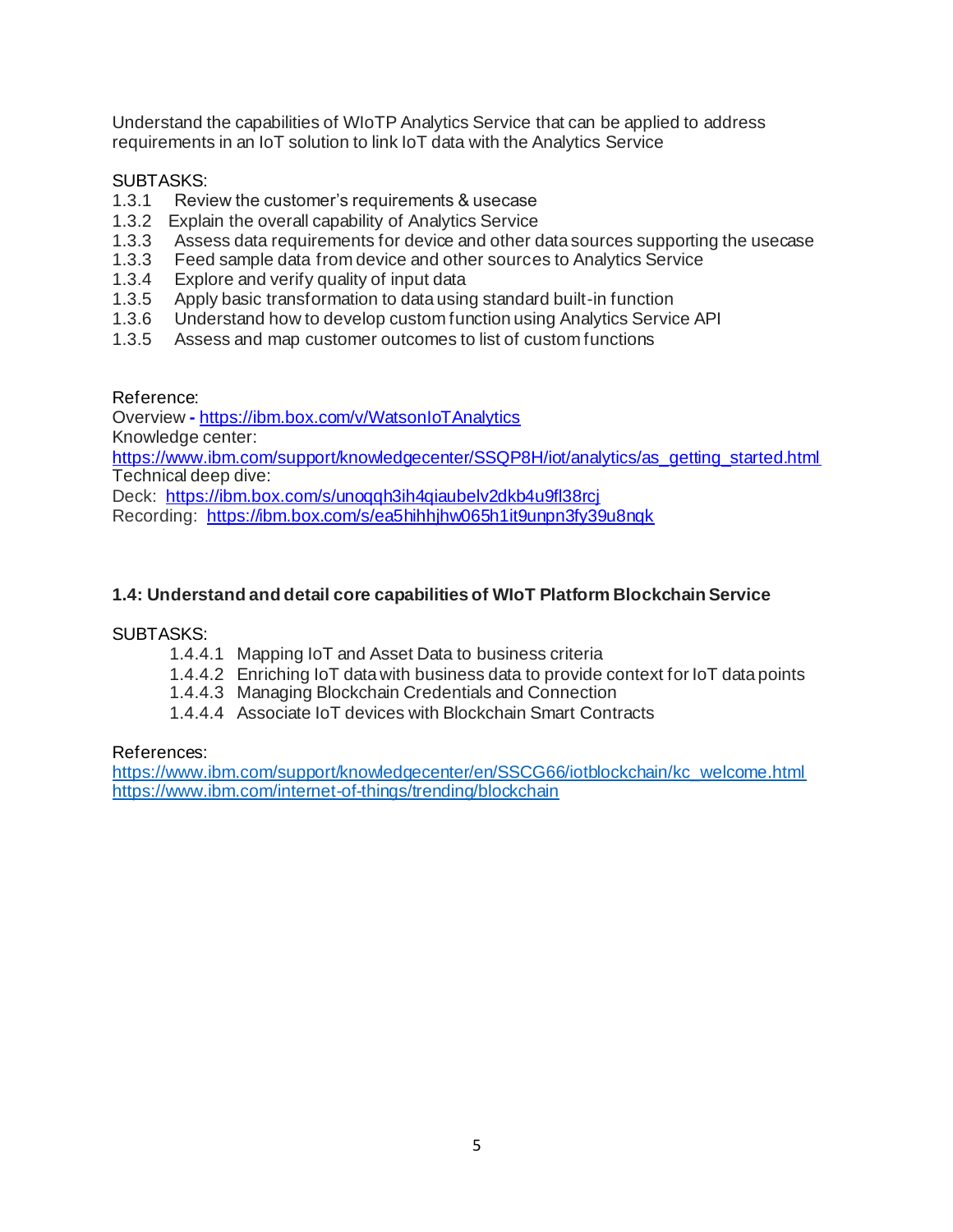Understand the capabilities of WIoTP Analytics Service that can be applied to address requirements in an IoT solution to link IoT data with the Analytics Service

SUBTASKS:

1.3.1 Review the customer's requirements & usecase
1.3.2 Explain the overall capability of Analytics Service
1.3.3 Assess data requirements for device and other data sources supporting the usecase
1.3.3 Feed sample data from device and other sources to Analytics Service
1.3.4 Explore and verify quality of input data
1.3.5 Apply basic transformation to data using standard built-in function
1.3.6 Understand how to develop custom function using Analytics Service API
1.3.5 Assess and map customer outcomes to list of custom functions

Reference:
Overview - https://ibm.box.com/v/WatsonIoTAnalytics
Knowledge center:
https://www.ibm.com/support/knowledgecenter/SSQP8H/iot/analytics/as_getting_started.html
Technical deep dive:
Deck: https://ibm.box.com/s/unoqqh3ih4qiaubelv2dkb4u9fl38rcj
Recording: https://ibm.box.com/s/ea5hihhjhw065h1it9unpn3fy39u8nqk

**1.4: Understand and detail core capabilities of WIoT Platform Blockchain Service**

SUBTASKS:

1.4.4.1 Mapping IoT and Asset Data to business criteria
1.4.4.2 Enriching IoT data with business data to provide context for IoT data points
1.4.4.3 Managing Blockchain Credentials and Connection
1.4.4.4 Associate IoT devices with Blockchain Smart Contracts

References:
https://www.ibm.com/support/knowledgecenter/en/SSCG66/iotblockchain/kc_welcome.html
https://www.ibm.com/internet-of-things/trending/blockchain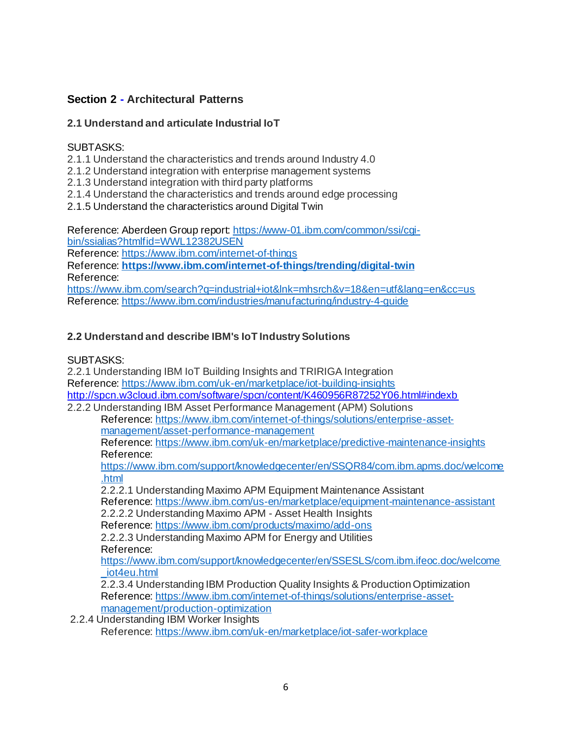## Section 2 - Architectural Patterns

### 2.1 Understand and articulate Industrial IoT

SUBTASKS:
2.1.1 Understand the characteristics and trends around Industry 4.0
2.1.2 Understand integration with enterprise management systems
2.1.3 Understand integration with third party platforms
2.1.4 Understand the characteristics and trends around edge processing
2.1.5 Understand the characteristics around Digital Twin

Reference: Aberdeen Group report: https://www-01.ibm.com/common/ssi/cgi-bin/ssialias?htmlfid=WWL12382USEN
Reference: https://www.ibm.com/internet-of-things
Reference: **https://www.ibm.com/internet-of-things/trending/digital-twin**
Reference:
https://www.ibm.com/search?q=industrial+iot&lnk=mhsrch&v=18&en=utf&lang=en&cc=us
Reference: https://www.ibm.com/industries/manufacturing/industry-4-guide

### 2.2 Understand and describe IBM's IoT Industry Solutions

SUBTASKS:
2.2.1 Understanding IBM IoT Building Insights and TRIRIGA Integration
Reference: https://www.ibm.com/uk-en/marketplace/iot-building-insights
http://spcn.w3cloud.ibm.com/software/spcn/content/K460956R87252Y06.html#indexb
2.2.2 Understanding IBM Asset Performance Management (APM) Solutions

> Reference: https://www.ibm.com/internet-of-things/solutions/enterprise-asset-management/asset-performance-management
> Reference: https://www.ibm.com/uk-en/marketplace/predictive-maintenance-insights
> Reference:
> https://www.ibm.com/support/knowledgecenter/en/SSQR84/com.ibm.apms.doc/welcome.html
> 2.2.2.1 Understanding Maximo APM Equipment Maintenance Assistant
> Reference: https://www.ibm.com/us-en/marketplace/equipment-maintenance-assistant
> 2.2.2.2 Understanding Maximo APM - Asset Health Insights
> Reference: https://www.ibm.com/products/maximo/add-ons
> 2.2.2.3 Understanding Maximo APM for Energy and Utilities
> Reference:
> https://www.ibm.com/support/knowledgecenter/en/SSESLS/com.ibm.ifeoc.doc/welcome_iot4eu.html
> 2.2.3.4 Understanding IBM Production Quality Insights & Production Optimization
> Reference: https://www.ibm.com/internet-of-things/solutions/enterprise-asset-management/production-optimization

2.2.4 Understanding IBM Worker Insights

> Reference: https://www.ibm.com/uk-en/marketplace/iot-safer-workplace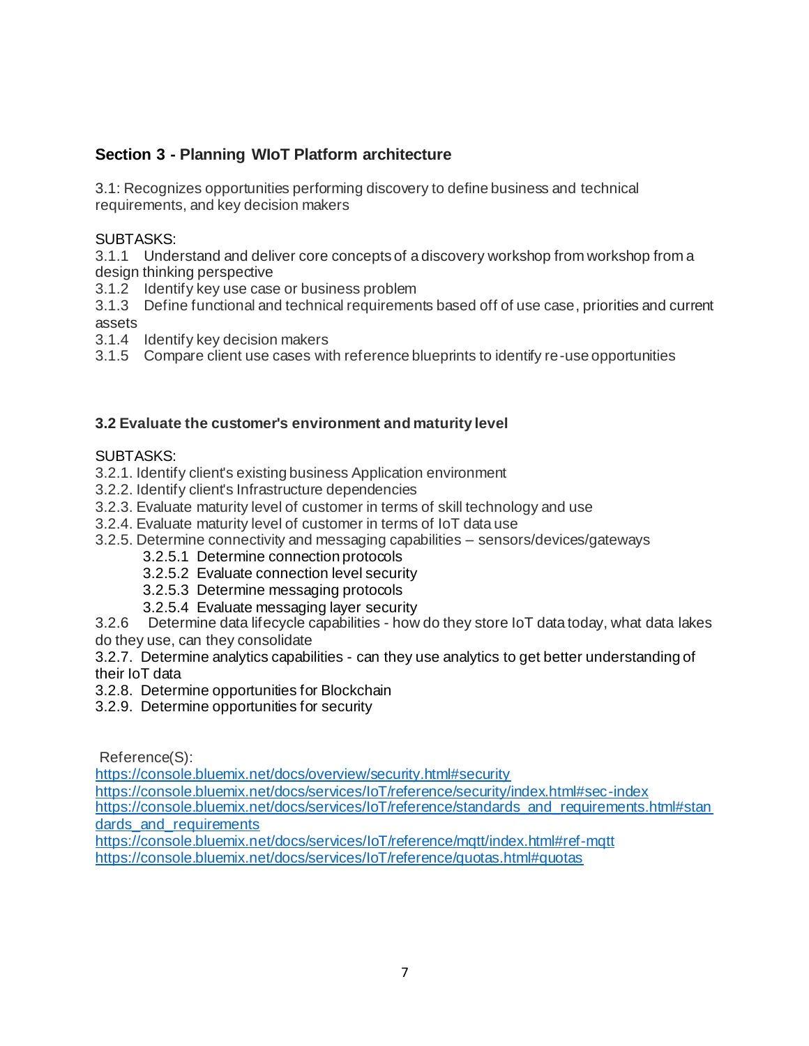## Section 3 - Planning WIoT Platform architecture

3.1: Recognizes opportunities performing discovery to define business and technical requirements, and key decision makers

SUBTASKS:

3.1.1 Understand and deliver core concepts of a discovery workshop from workshop from a design thinking perspective
3.1.2 Identify key use case or business problem
3.1.3 Define functional and technical requirements based off of use case, priorities and current assets
3.1.4 Identify key decision makers
3.1.5 Compare client use cases with reference blueprints to identify re-use opportunities

### 3.2 Evaluate the customer's environment and maturity level

SUBTASKS:

3.2.1. Identify client's existing business Application environment
3.2.2. Identify client's Infrastructure dependencies
3.2.3. Evaluate maturity level of customer in terms of skill technology and use
3.2.4. Evaluate maturity level of customer in terms of IoT data use
3.2.5. Determine connectivity and messaging capabilities – sensors/devices/gateways

- 3.2.5.1 Determine connection protocols
- 3.2.5.2 Evaluate connection level security
- 3.2.5.3 Determine messaging protocols
- 3.2.5.4 Evaluate messaging layer security

3.2.6 Determine data lifecycle capabilities - how do they store IoT data today, what data lakes do they use, can they consolidate
3.2.7. Determine analytics capabilities - can they use analytics to get better understanding of their IoT data
3.2.8. Determine opportunities for Blockchain
3.2.9. Determine opportunities for security

Reference(S):
https://console.bluemix.net/docs/overview/security.html#security
https://console.bluemix.net/docs/services/IoT/reference/security/index.html#sec-index
https://console.bluemix.net/docs/services/IoT/reference/standards_and_requirements.html#standards_and_requirements
https://console.bluemix.net/docs/services/IoT/reference/mqtt/index.html#ref-mqtt
https://console.bluemix.net/docs/services/IoT/reference/quotas.html#quotas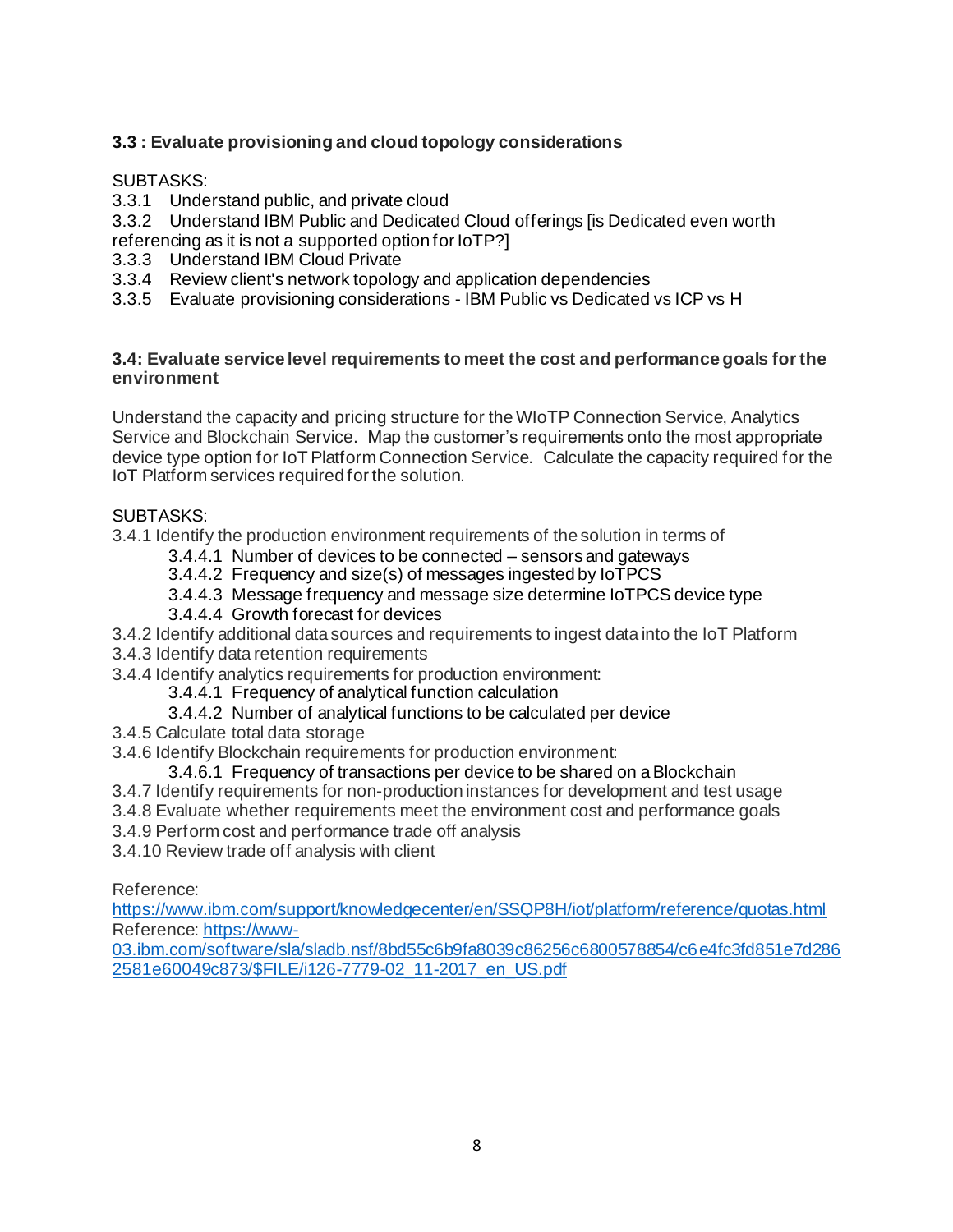**3.3 : Evaluate provisioning and cloud topology considerations**

SUBTASKS:

3.3.1 Understand public, and private cloud
3.3.2 Understand IBM Public and Dedicated Cloud offerings [is Dedicated even worth referencing as it is not a supported option for IoTP?]
3.3.3 Understand IBM Cloud Private
3.3.4 Review client's network topology and application dependencies
3.3.5 Evaluate provisioning considerations - IBM Public vs Dedicated vs ICP vs H

**3.4: Evaluate service level requirements to meet the cost and performance goals for the environment**

Understand the capacity and pricing structure for the WIoTP Connection Service, Analytics Service and Blockchain Service. Map the customer's requirements onto the most appropriate device type option for IoT Platform Connection Service. Calculate the capacity required for the IoT Platform services required for the solution.

SUBTASKS:

3.4.1 Identify the production environment requirements of the solution in terms of
- 3.4.4.1 Number of devices to be connected – sensors and gateways
- 3.4.4.2 Frequency and size(s) of messages ingested by IoTPCS
- 3.4.4.3 Message frequency and message size determine IoTPCS device type
- 3.4.4.4 Growth forecast for devices

3.4.2 Identify additional data sources and requirements to ingest data into the IoT Platform
3.4.3 Identify data retention requirements
3.4.4 Identify analytics requirements for production environment:
- 3.4.4.1 Frequency of analytical function calculation
- 3.4.4.2 Number of analytical functions to be calculated per device

3.4.5 Calculate total data storage
3.4.6 Identify Blockchain requirements for production environment:
- 3.4.6.1 Frequency of transactions per device to be shared on a Blockchain

3.4.7 Identify requirements for non-production instances for development and test usage
3.4.8 Evaluate whether requirements meet the environment cost and performance goals
3.4.9 Perform cost and performance trade off analysis
3.4.10 Review trade off analysis with client

Reference: https://www.ibm.com/support/knowledgecenter/en/SSQP8H/iot/platform/reference/quotas.html
Reference: https://www-03.ibm.com/software/sla/sladb.nsf/8bd55c6b9fa8039c86256c6800578854/c6e4fc3fd851e7d2862581e60049c873/$FILE/i126-7779-02_11-2017_en_US.pdf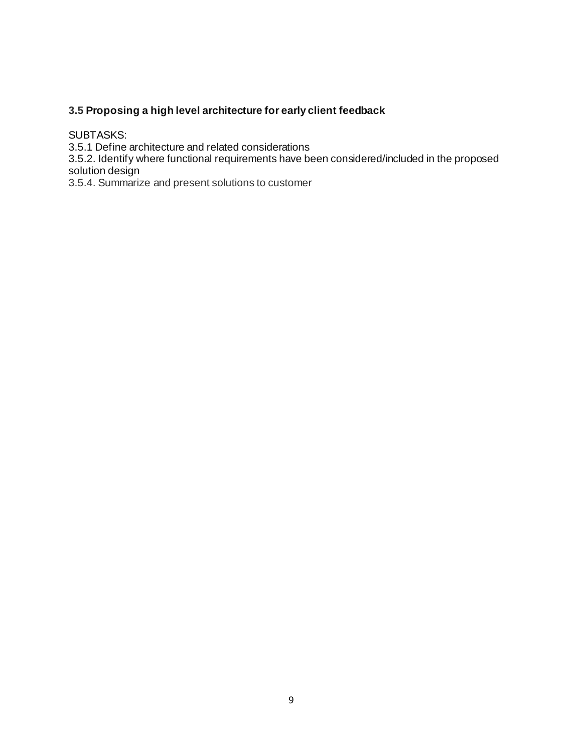### **3.5 Proposing a high level architecture for early client feedback**

SUBTASKS:
3.5.1 Define architecture and related considerations
3.5.2. Identify where functional requirements have been considered/included in the proposed solution design
3.5.4. Summarize and present solutions to customer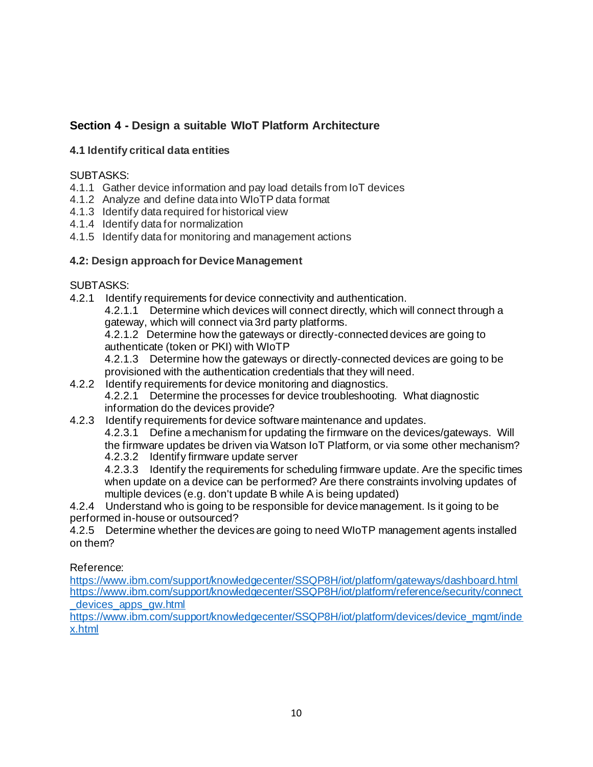## Section 4 - Design a suitable WIoT Platform Architecture

### 4.1 Identify critical data entities

SUBTASKS:

4.1.1 Gather device information and pay load details from IoT devices
4.1.2 Analyze and define data into WIoTP data format
4.1.3 Identify data required for historical view
4.1.4 Identify data for normalization
4.1.5 Identify data for monitoring and management actions

### 4.2: Design approach for Device Management

SUBTASKS:

4.2.1 Identify requirements for device connectivity and authentication.
- 4.2.1.1 Determine which devices will connect directly, which will connect through a gateway, which will connect via 3rd party platforms.
- 4.2.1.2 Determine how the gateways or directly-connected devices are going to authenticate (token or PKI) with WIoTP
- 4.2.1.3 Determine how the gateways or directly-connected devices are going to be provisioned with the authentication credentials that they will need.

4.2.2 Identify requirements for device monitoring and diagnostics.
- 4.2.2.1 Determine the processes for device troubleshooting. What diagnostic information do the devices provide?

4.2.3 Identify requirements for device software maintenance and updates.
- 4.2.3.1 Define a mechanism for updating the firmware on the devices/gateways. Will the firmware updates be driven via Watson IoT Platform, or via some other mechanism?
- 4.2.3.2 Identify firmware update server
- 4.2.3.3 Identify the requirements for scheduling firmware update. Are the specific times when update on a device can be performed? Are there constraints involving updates of multiple devices (e.g. don't update B while A is being updated)

4.2.4 Understand who is going to be responsible for device management. Is it going to be performed in-house or outsourced?

4.2.5 Determine whether the devices are going to need WIoTP management agents installed on them?

Reference:
https://www.ibm.com/support/knowledgecenter/SSQP8H/iot/platform/gateways/dashboard.html
https://www.ibm.com/support/knowledgecenter/SSQP8H/iot/platform/reference/security/connect_devices_apps_gw.html
https://www.ibm.com/support/knowledgecenter/SSQP8H/iot/platform/devices/device_mgmt/index.html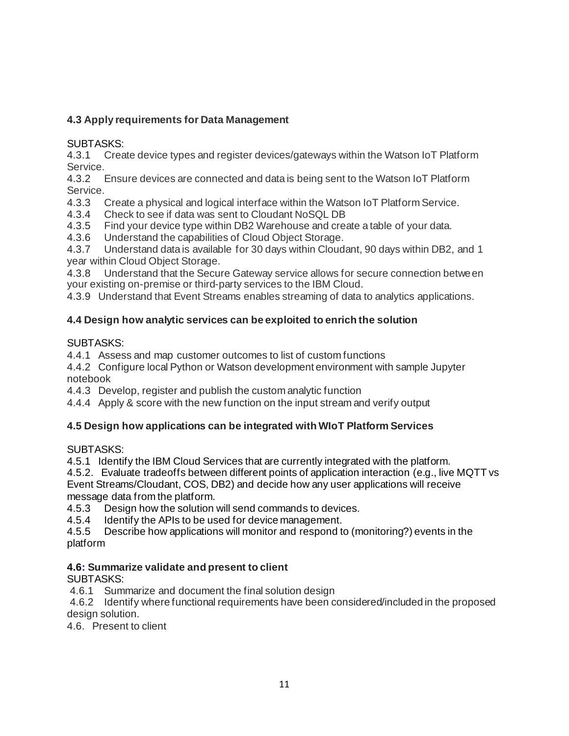### 4.3 Apply requirements for Data Management

SUBTASKS:

4.3.1 Create device types and register devices/gateways within the Watson IoT Platform Service.

4.3.2 Ensure devices are connected and data is being sent to the Watson IoT Platform Service.

4.3.3 Create a physical and logical interface within the Watson IoT Platform Service.

4.3.4 Check to see if data was sent to Cloudant NoSQL DB

4.3.5 Find your device type within DB2 Warehouse and create a table of your data.

4.3.6 Understand the capabilities of Cloud Object Storage.

4.3.7 Understand data is available for 30 days within Cloudant, 90 days within DB2, and 1 year within Cloud Object Storage.

4.3.8 Understand that the Secure Gateway service allows for secure connection between your existing on-premise or third-party services to the IBM Cloud.

4.3.9 Understand that Event Streams enables streaming of data to analytics applications.

### 4.4 Design how analytic services can be exploited to enrich the solution

SUBTASKS:

4.4.1 Assess and map customer outcomes to list of custom functions

4.4.2 Configure local Python or Watson development environment with sample Jupyter notebook

4.4.3 Develop, register and publish the custom analytic function

4.4.4 Apply & score with the new function on the input stream and verify output

### 4.5 Design how applications can be integrated with WIoT Platform Services

SUBTASKS:

4.5.1 Identify the IBM Cloud Services that are currently integrated with the platform.

4.5.2. Evaluate tradeoffs between different points of application interaction (e.g., live MQTT vs Event Streams/Cloudant, COS, DB2) and decide how any user applications will receive message data from the platform.

4.5.3 Design how the solution will send commands to devices.

4.5.4 Identify the APIs to be used for device management.

4.5.5 Describe how applications will monitor and respond to (monitoring?) events in the platform

### 4.6: Summarize validate and present to client

SUBTASKS:

4.6.1 Summarize and document the final solution design

4.6.2 Identify where functional requirements have been considered/included in the proposed design solution.

4.6. Present to client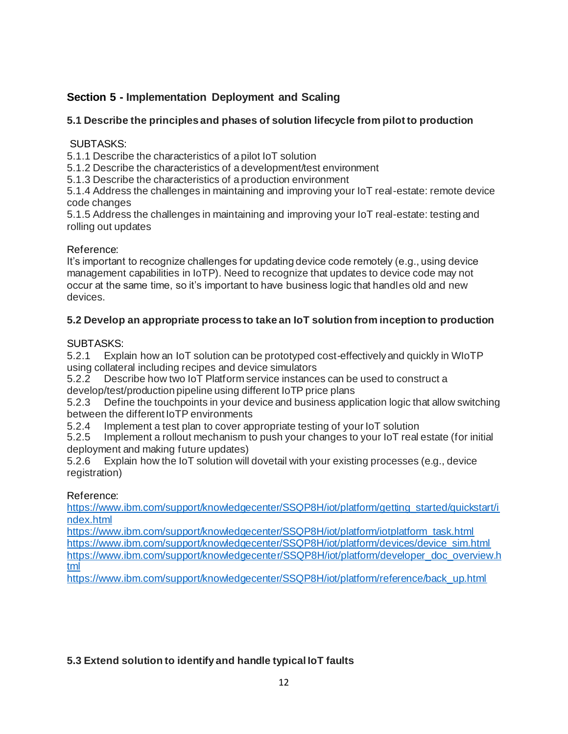## Section 5 - Implementation Deployment and Scaling

### 5.1 Describe the principles and phases of solution lifecycle from pilot to production

SUBTASKS:

5.1.1 Describe the characteristics of a pilot IoT solution
5.1.2 Describe the characteristics of a development/test environment
5.1.3 Describe the characteristics of a production environment
5.1.4 Address the challenges in maintaining and improving your IoT real-estate: remote device code changes
5.1.5 Address the challenges in maintaining and improving your IoT real-estate: testing and rolling out updates

Reference:
It's important to recognize challenges for updating device code remotely (e.g., using device management capabilities in IoTP). Need to recognize that updates to device code may not occur at the same time, so it's important to have business logic that handles old and new devices.

### 5.2 Develop an appropriate process to take an IoT solution from inception to production

SUBTASKS:

5.2.1 Explain how an IoT solution can be prototyped cost-effectively and quickly in WIoTP using collateral including recipes and device simulators
5.2.2 Describe how two IoT Platform service instances can be used to construct a develop/test/production pipeline using different IoTP price plans
5.2.3 Define the touchpoints in your device and business application logic that allow switching between the different IoTP environments
5.2.4 Implement a test plan to cover appropriate testing of your IoT solution
5.2.5 Implement a rollout mechanism to push your changes to your IoT real estate (for initial deployment and making future updates)
5.2.6 Explain how the IoT solution will dovetail with your existing processes (e.g., device registration)

Reference:
https://www.ibm.com/support/knowledgecenter/SSQP8H/iot/platform/getting_started/quickstart/index.html
https://www.ibm.com/support/knowledgecenter/SSQP8H/iot/platform/iotplatform_task.html
https://www.ibm.com/support/knowledgecenter/SSQP8H/iot/platform/devices/device_sim.html
https://www.ibm.com/support/knowledgecenter/SSQP8H/iot/platform/developer_doc_overview.html
https://www.ibm.com/support/knowledgecenter/SSQP8H/iot/platform/reference/back_up.html

### 5.3 Extend solution to identify and handle typical IoT faults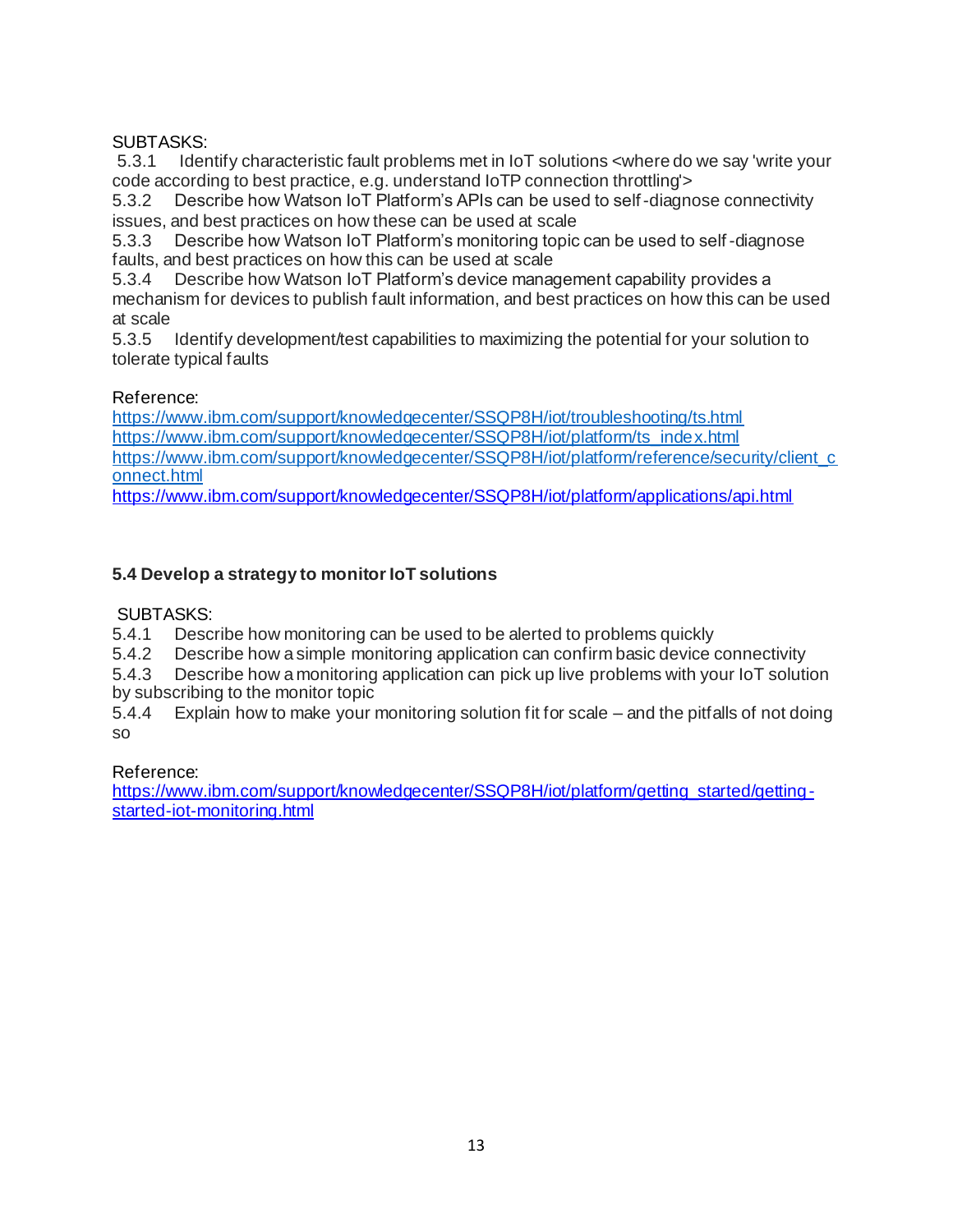SUBTASKS:

5.3.1 Identify characteristic fault problems met in IoT solutions <where do we say 'write your code according to best practice, e.g. understand IoTP connection throttling'>

5.3.2 Describe how Watson IoT Platform's APIs can be used to self-diagnose connectivity issues, and best practices on how these can be used at scale

5.3.3 Describe how Watson IoT Platform's monitoring topic can be used to self-diagnose faults, and best practices on how this can be used at scale

5.3.4 Describe how Watson IoT Platform's device management capability provides a mechanism for devices to publish fault information, and best practices on how this can be used at scale

5.3.5 Identify development/test capabilities to maximizing the potential for your solution to tolerate typical faults

Reference:
https://www.ibm.com/support/knowledgecenter/SSQP8H/iot/troubleshooting/ts.html
https://www.ibm.com/support/knowledgecenter/SSQP8H/iot/platform/ts_index.html
https://www.ibm.com/support/knowledgecenter/SSQP8H/iot/platform/reference/security/client_connect.html
https://www.ibm.com/support/knowledgecenter/SSQP8H/iot/platform/applications/api.html

### 5.4 Develop a strategy to monitor IoT solutions

SUBTASKS:

5.4.1 Describe how monitoring can be used to be alerted to problems quickly

5.4.2 Describe how a simple monitoring application can confirm basic device connectivity

5.4.3 Describe how a monitoring application can pick up live problems with your IoT solution by subscribing to the monitor topic

5.4.4 Explain how to make your monitoring solution fit for scale – and the pitfalls of not doing so

Reference:
https://www.ibm.com/support/knowledgecenter/SSQP8H/iot/platform/getting_started/getting-started-iot-monitoring.html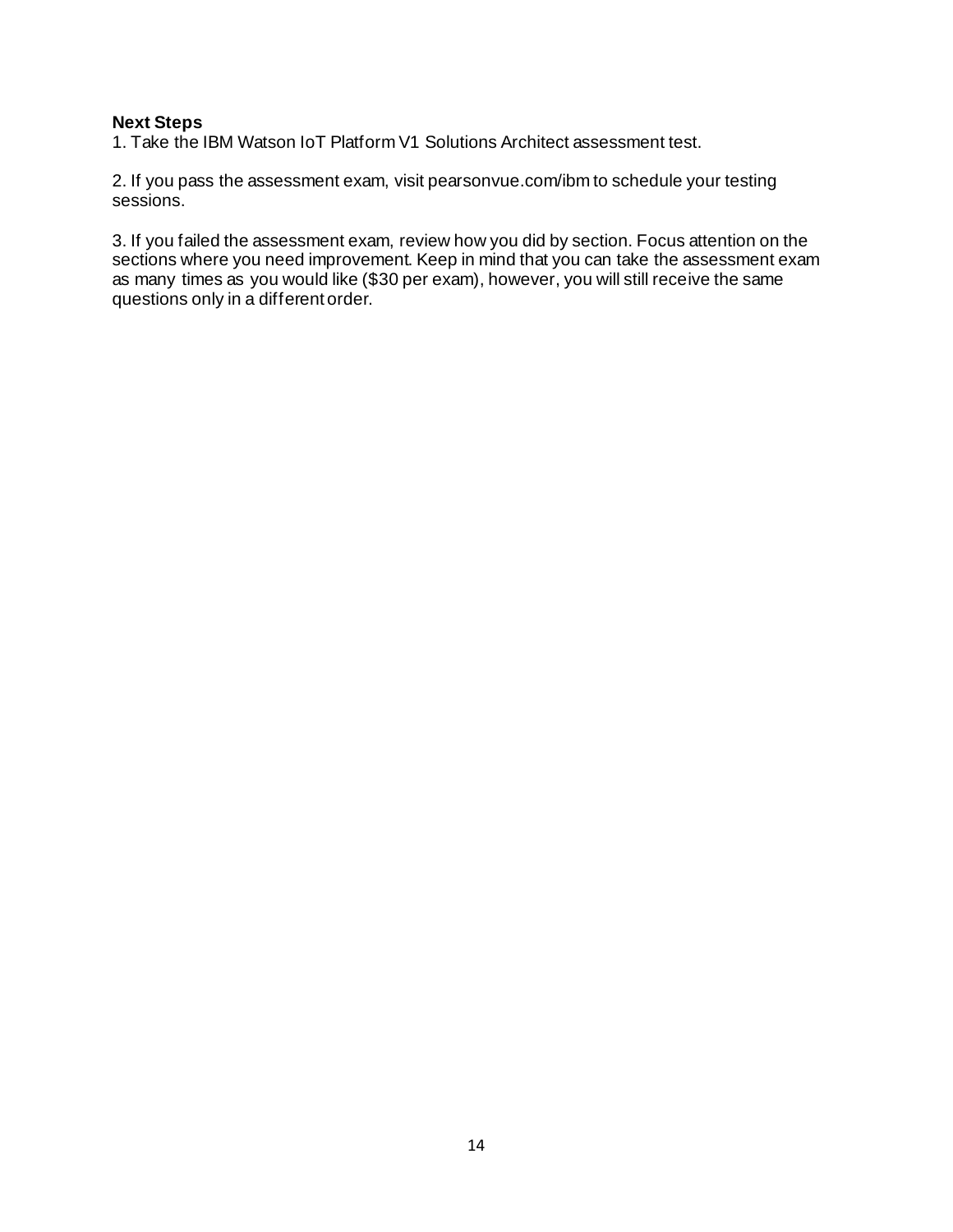**Next Steps**

1. Take the IBM Watson IoT Platform V1 Solutions Architect assessment test.

2. If you pass the assessment exam, visit pearsonvue.com/ibm to schedule your testing sessions.

3. If you failed the assessment exam, review how you did by section. Focus attention on the sections where you need improvement. Keep in mind that you can take the assessment exam as many times as you would like ($30 per exam), however, you will still receive the same questions only in a different order.